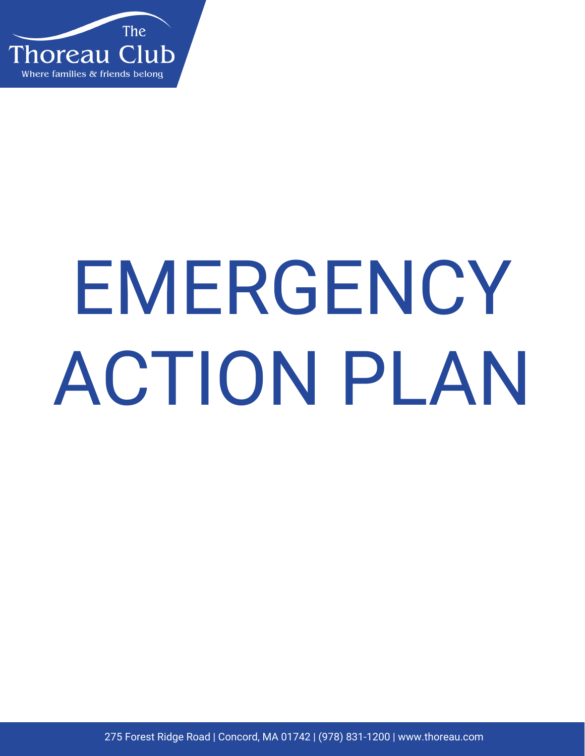The Thoreau Club

Where families & friends belong

# EMERGENCY ACTION PLAN

275 Forest Ridge Road | Concord, MA 01742 | (978) 831-1200 | www.thoreau.com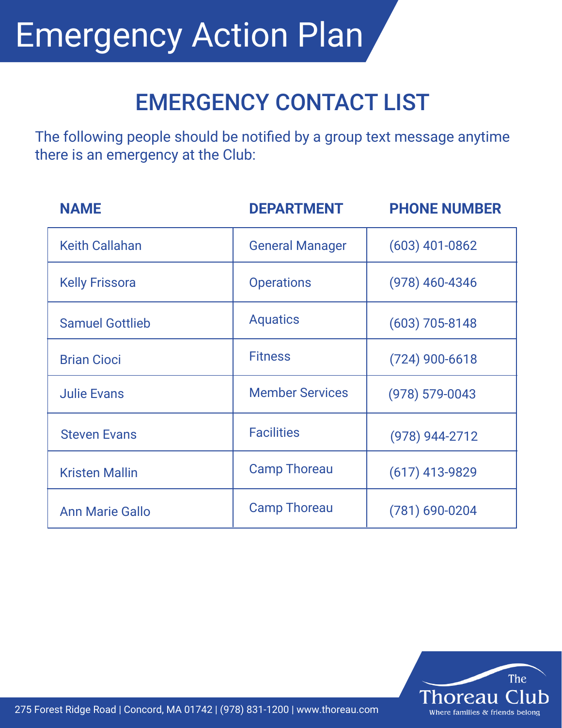# Emergency Action Plan

## EMERGENCY CONTACT LIST

The following people should be notified by a group text message anytime there is an emergency at the Club:

| NAME | DEPARTMENT | PHONE NUMBER |
| --- | --- | --- |
| Keith Callahan | General Manager | (603) 401-0862 |
| Kelly Frissora | Operations | (978) 460-4346 |
| Samuel Gottlieb | Aquatics | (603) 705-8148 |
| Brian Cioci | Fitness | (724) 900-6618 |
| Julie Evans | Member Services | (978) 579-0043 |
| Steven Evans | Facilities | (978) 944-2712 |
| Kristen Mallin | Camp Thoreau | (617) 413-9829 |
| Ann Marie Gallo | Camp Thoreau | (781) 690-0204 |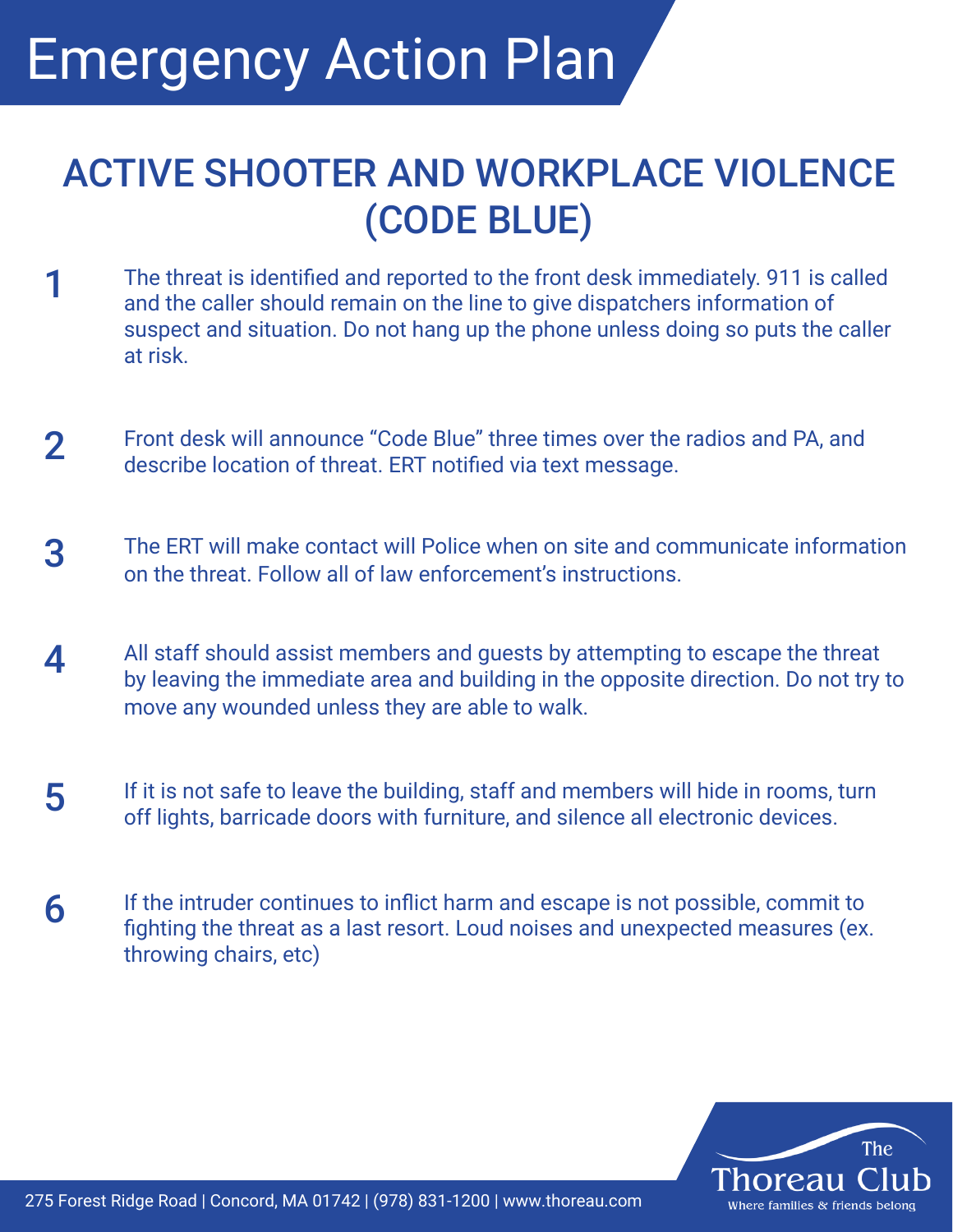# Emergency Action Plan

## ACTIVE SHOOTER AND WORKPLACE VIOLENCE (CODE BLUE)

1. The threat is identified and reported to the front desk immediately. 911 is called and the caller should remain on the line to give dispatchers information of suspect and situation. Do not hang up the phone unless doing so puts the caller at risk.

2. Front desk will announce "Code Blue" three times over the radios and PA, and describe location of threat. ERT notified via text message.

3. The ERT will make contact will Police when on site and communicate information on the threat. Follow all of law enforcement's instructions.

4. All staff should assist members and guests by attempting to escape the threat by leaving the immediate area and building in the opposite direction. Do not try to move any wounded unless they are able to walk.

5. If it is not safe to leave the building, staff and members will hide in rooms, turn off lights, barricade doors with furniture, and silence all electronic devices.

6. If the intruder continues to inflict harm and escape is not possible, commit to fighting the threat as a last resort. Loud noises and unexpected measures (ex. throwing chairs, etc)

275 Forest Ridge Road | Concord, MA 01742 | (978) 831-1200 | www.thoreau.com

The Thoreau Club
Where families & friends belong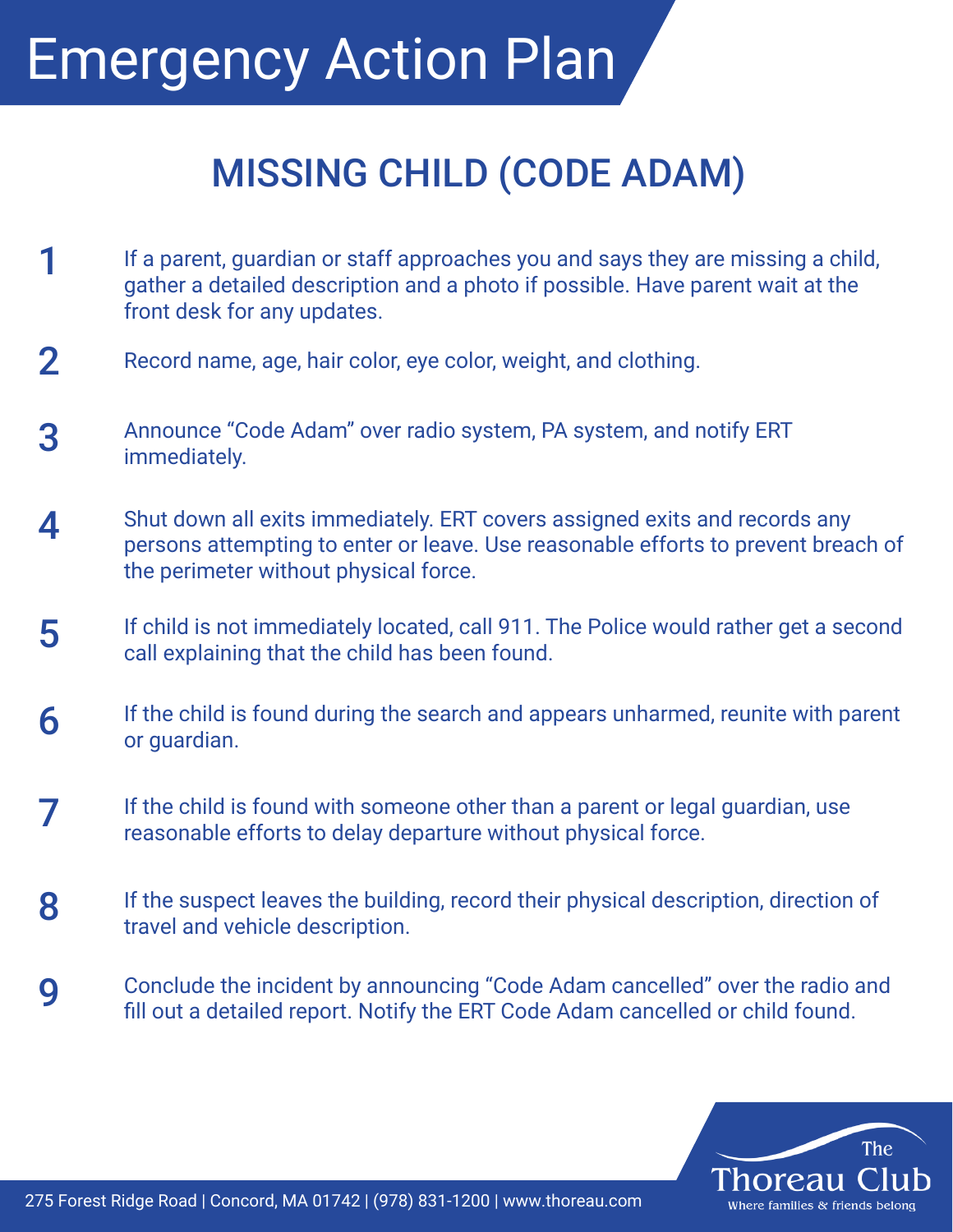# Emergency Action Plan

## MISSING CHILD (CODE ADAM)

1. If a parent, guardian or staff approaches you and says they are missing a child, gather a detailed description and a photo if possible. Have parent wait at the front desk for any updates.
2. Record name, age, hair color, eye color, weight, and clothing.
3. Announce "Code Adam" over radio system, PA system, and notify ERT immediately.
4. Shut down all exits immediately. ERT covers assigned exits and records any persons attempting to enter or leave. Use reasonable efforts to prevent breach of the perimeter without physical force.
5. If child is not immediately located, call 911. The Police would rather get a second call explaining that the child has been found.
6. If the child is found during the search and appears unharmed, reunite with parent or guardian.
7. If the child is found with someone other than a parent or legal guardian, use reasonable efforts to delay departure without physical force.
8. If the suspect leaves the building, record their physical description, direction of travel and vehicle description.
9. Conclude the incident by announcing "Code Adam cancelled" over the radio and fill out a detailed report. Notify the ERT Code Adam cancelled or child found.

275 Forest Ridge Road | Concord, MA 01742 | (978) 831-1200 | www.thoreau.com

The Thoreau Club
Where families & friends belong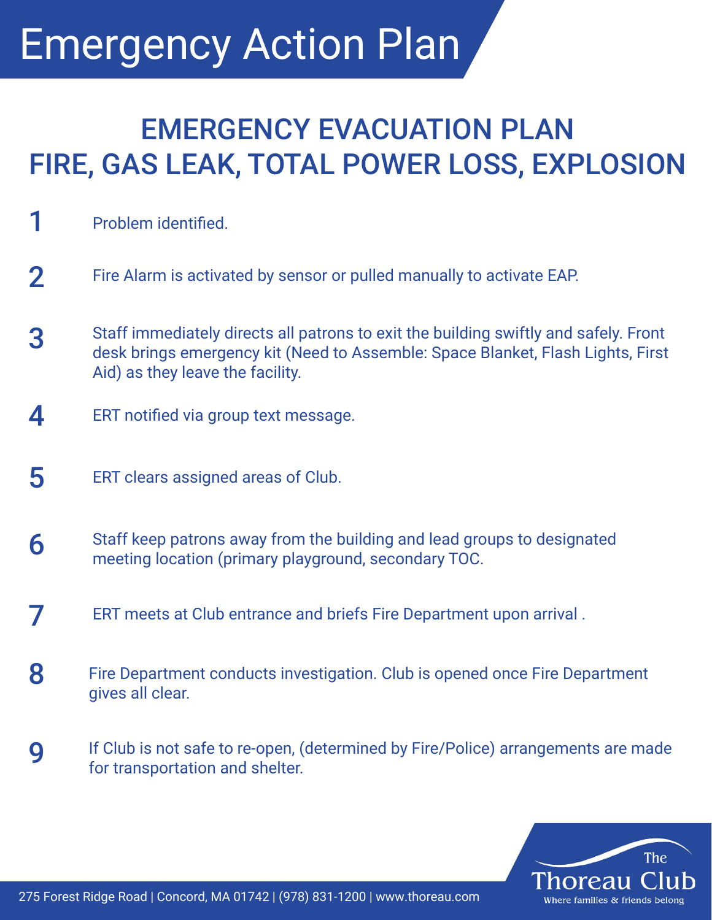# Emergency Action Plan

## EMERGENCY EVACUATION PLAN
## FIRE, GAS LEAK, TOTAL POWER LOSS, EXPLOSION

1. Problem identified.
2. Fire Alarm is activated by sensor or pulled manually to activate EAP.
3. Staff immediately directs all patrons to exit the building swiftly and safely. Front desk brings emergency kit (Need to Assemble: Space Blanket, Flash Lights, First Aid) as they leave the facility.
4. ERT notified via group text message.
5. ERT clears assigned areas of Club.
6. Staff keep patrons away from the building and lead groups to designated meeting location (primary playground, secondary TOC.
7. ERT meets at Club entrance and briefs Fire Department upon arrival .
8. Fire Department conducts investigation. Club is opened once Fire Department gives all clear.
9. If Club is not safe to re-open, (determined by Fire/Police) arrangements are made for transportation and shelter.

275 Forest Ridge Road | Concord, MA 01742 | (978) 831-1200 | www.thoreau.com

The Thoreau Club
Where families & friends belong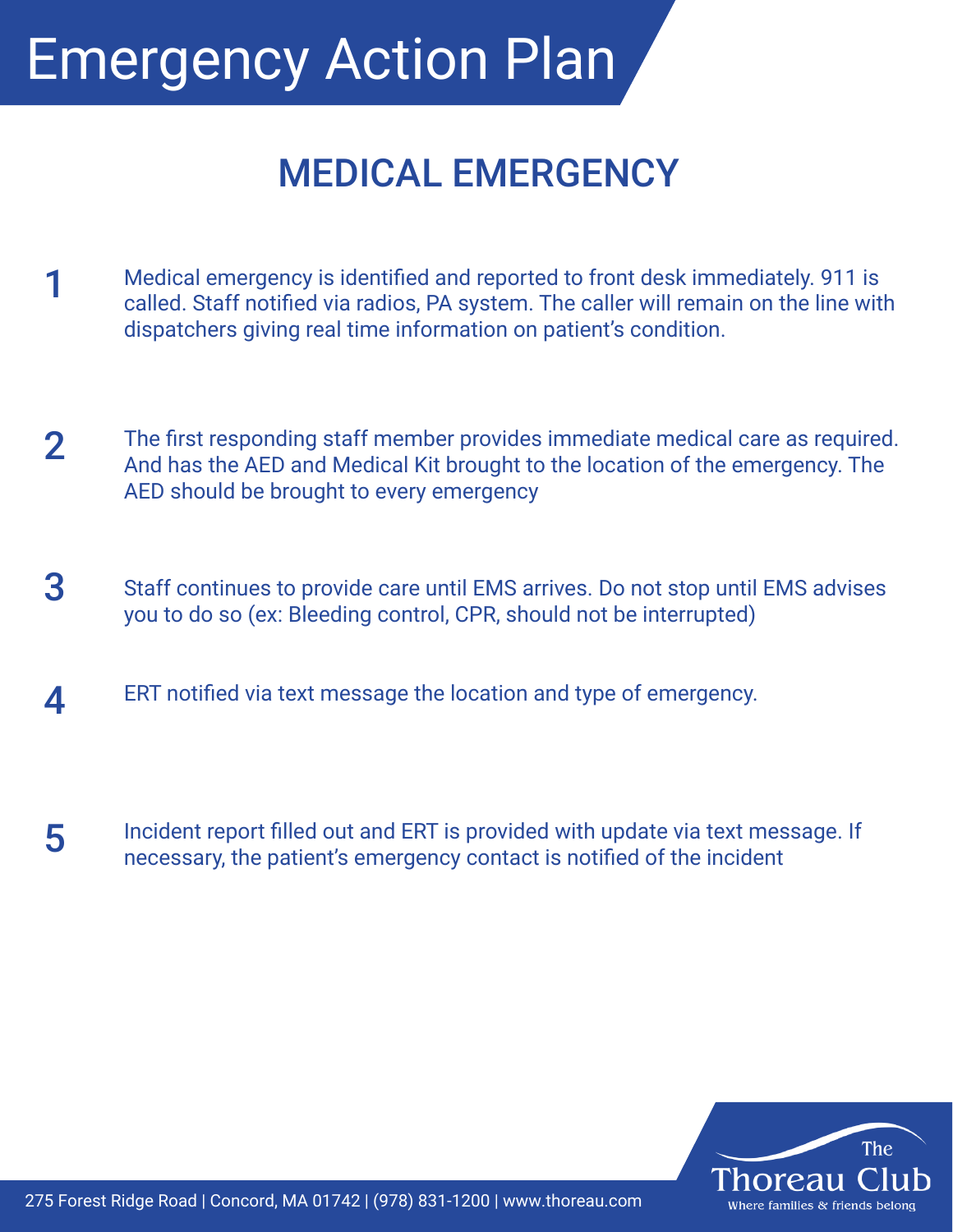# Emergency Action Plan

## MEDICAL EMERGENCY

1. Medical emergency is identified and reported to front desk immediately. 911 is called. Staff notified via radios, PA system. The caller will remain on the line with dispatchers giving real time information on patient's condition.

2. The first responding staff member provides immediate medical care as required. And has the AED and Medical Kit brought to the location of the emergency. The AED should be brought to every emergency

3. Staff continues to provide care until EMS arrives. Do not stop until EMS advises you to do so (ex: Bleeding control, CPR, should not be interrupted)

4. ERT notified via text message the location and type of emergency.

5. Incident report filled out and ERT is provided with update via text message. If necessary, the patient's emergency contact is notified of the incident

275 Forest Ridge Road | Concord, MA 01742 | (978) 831-1200 | www.thoreau.com

The Thoreau Club
Where families & friends belong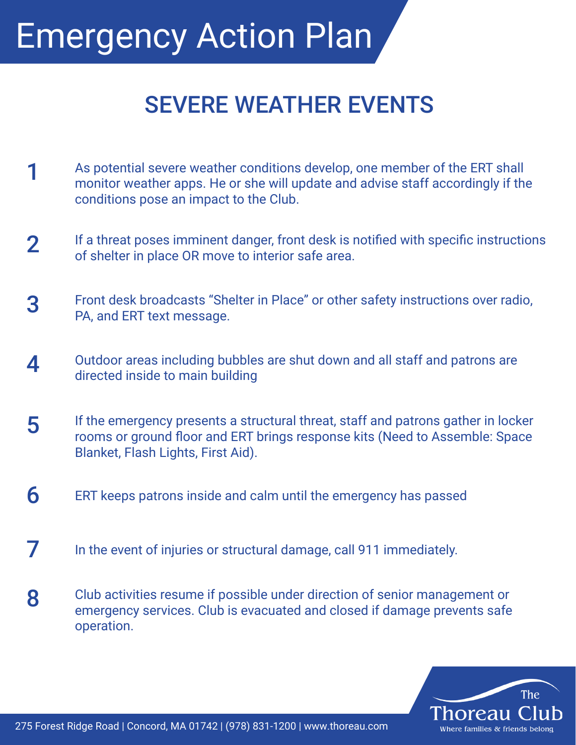# Emergency Action Plan

## SEVERE WEATHER EVENTS

1. As potential severe weather conditions develop, one member of the ERT shall monitor weather apps. He or she will update and advise staff accordingly if the conditions pose an impact to the Club.

2. If a threat poses imminent danger, front desk is notified with specific instructions of shelter in place OR move to interior safe area.

3. Front desk broadcasts "Shelter in Place" or other safety instructions over radio, PA, and ERT text message.

4. Outdoor areas including bubbles are shut down and all staff and patrons are directed inside to main building

5. If the emergency presents a structural threat, staff and patrons gather in locker rooms or ground floor and ERT brings response kits (Need to Assemble: Space Blanket, Flash Lights, First Aid).

6. ERT keeps patrons inside and calm until the emergency has passed

7. In the event of injuries or structural damage, call 911 immediately.

8. Club activities resume if possible under direction of senior management or emergency services. Club is evacuated and closed if damage prevents safe operation.

275 Forest Ridge Road | Concord, MA 01742 | (978) 831-1200 | www.thoreau.com

The Thoreau Club
Where families & friends belong